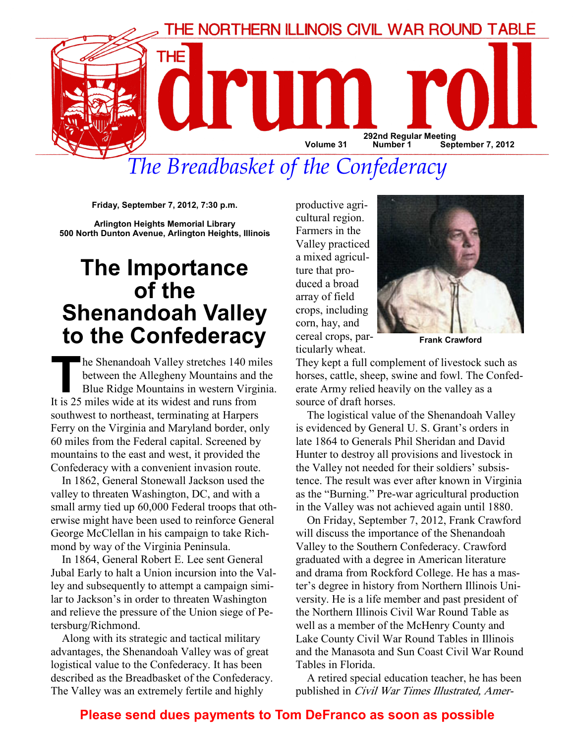THE NORTHERN ILLINOIS CIVIL WAR ROUND TABLE

# THE drum roll

292nd Regular Meeting
Volume 31 Number 1 September 7, 2012

*The Breadbasket of the Confederacy*

**Friday, September 7, 2012, 7:30 p.m.**

**Arlington Heights Memorial Library**
**500 North Dunton Avenue, Arlington Heights, Illinois**

## The Importance of the Shenandoah Valley to the Confederacy

The Shenandoah Valley stretches 140 miles between the Allegheny Mountains and the Blue Ridge Mountains in western Virginia. It is 25 miles wide at its widest and runs from southwest to northeast, terminating at Harpers Ferry on the Virginia and Maryland border, only 60 miles from the Federal capital. Screened by mountains to the east and west, it provided the Confederacy with a convenient invasion route.

In 1862, General Stonewall Jackson used the valley to threaten Washington, DC, and with a small army tied up 60,000 Federal troops that otherwise might have been used to reinforce General George McClellan in his campaign to take Richmond by way of the Virginia Peninsula.

In 1864, General Robert E. Lee sent General Jubal Early to halt a Union incursion into the Valley and subsequently to attempt a campaign similar to Jackson's in order to threaten Washington and relieve the pressure of the Union siege of Petersburg/Richmond.

Along with its strategic and tactical military advantages, the Shenandoah Valley was of great logistical value to the Confederacy. It has been described as the Breadbasket of the Confederacy. The Valley was an extremely fertile and highly productive agricultural region. Farmers in the Valley practiced a mixed agriculture that produced a broad array of field crops, including corn, hay, and cereal crops, particularly wheat. They kept a full complement of livestock such as horses, cattle, sheep, swine and fowl. The Confederate Army relied heavily on the valley as a source of draft horses.

**Frank Crawford**

The logistical value of the Shenandoah Valley is evidenced by General U. S. Grant's orders in late 1864 to Generals Phil Sheridan and David Hunter to destroy all provisions and livestock in the Valley not needed for their soldiers' subsistence. The result was ever after known in Virginia as the "Burning." Pre-war agricultural production in the Valley was not achieved again until 1880.

On Friday, September 7, 2012, Frank Crawford will discuss the importance of the Shenandoah Valley to the Southern Confederacy. Crawford graduated with a degree in American literature and drama from Rockford College. He has a master's degree in history from Northern Illinois University. He is a life member and past president of the Northern Illinois Civil War Round Table as well as a member of the McHenry County and Lake County Civil War Round Tables in Illinois and the Manasota and Sun Coast Civil War Round Tables in Florida.

A retired special education teacher, he has been published in *Civil War Times Illustrated, Amer-*

**Please send dues payments to Tom DeFranco as soon as possible**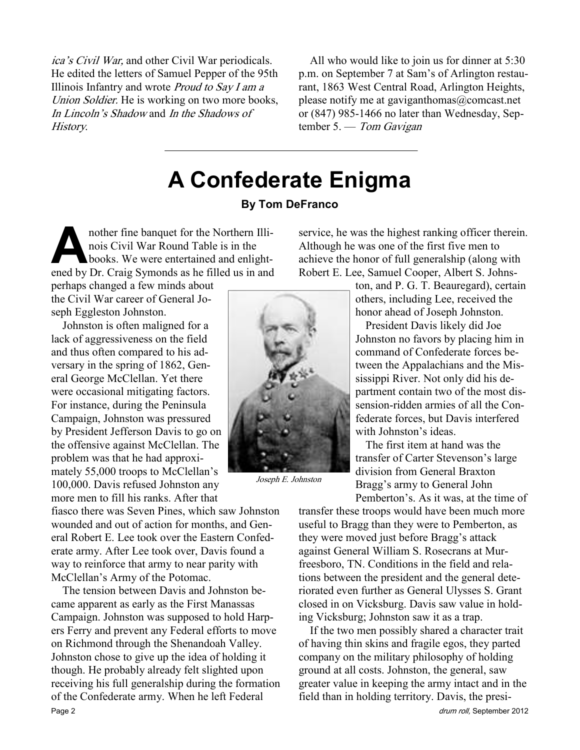*ica's Civil War,* and other Civil War periodicals. He edited the letters of Samuel Pepper of the 95th Illinois Infantry and wrote *Proud to Say I am a Union Soldier.* He is working on two more books, *In Lincoln's Shadow* and *In the Shadows of History.*

All who would like to join us for dinner at 5:30 p.m. on September 7 at Sam's of Arlington restaurant, 1863 West Central Road, Arlington Heights, please notify me at gaviganthomas@comcast.net or (847) 985-1466 no later than Wednesday, September 5. — *Tom Gavigan*

---

# A Confederate Enigma

**By Tom DeFranco**

Another fine banquet for the Northern Illinois Civil War Round Table is in the books. We were entertained and enlightened by Dr. Craig Symonds as he filled us in and perhaps changed a few minds about the Civil War career of General Joseph Eggleston Johnston.

Johnston is often maligned for a lack of aggressiveness on the field and thus often compared to his adversary in the spring of 1862, General George McClellan. Yet there were occasional mitigating factors. For instance, during the Peninsula Campaign, Johnston was pressured by President Jefferson Davis to go on the offensive against McClellan. The problem was that he had approximately 55,000 troops to McClellan's 100,000. Davis refused Johnston any more men to fill his ranks. After that fiasco there was Seven Pines, which saw Johnston wounded and out of action for months, and General Robert E. Lee took over the Eastern Confederate army. After Lee took over, Davis found a way to reinforce that army to near parity with McClellan's Army of the Potomac.

The tension between Davis and Johnston became apparent as early as the First Manassas Campaign. Johnston was supposed to hold Harpers Ferry and prevent any Federal efforts to move on Richmond through the Shenandoah Valley. Johnston chose to give up the idea of holding it though. He probably already felt slighted upon receiving his full generalship during the formation of the Confederate army. When he left Federal service, he was the highest ranking officer therein. Although he was one of the first five men to achieve the honor of full generalship (along with Robert E. Lee, Samuel Cooper, Albert S. Johnston, and P. G. T. Beauregard), certain others, including Lee, received the honor ahead of Joseph Johnston.

Joseph E. Johnston

President Davis likely did Joe Johnston no favors by placing him in command of Confederate forces between the Appalachians and the Mississippi River. Not only did his department contain two of the most dissension-ridden armies of all the Confederate forces, but Davis interfered with Johnston's ideas.

The first item at hand was the transfer of Carter Stevenson's large division from General Braxton Bragg's army to General John Pemberton's. As it was, at the time of transfer these troops would have been much more useful to Bragg than they were to Pemberton, as they were moved just before Bragg's attack against General William S. Rosecrans at Murfreesboro, TN. Conditions in the field and relations between the president and the general deteriorated even further as General Ulysses S. Grant closed in on Vicksburg. Davis saw value in holding Vicksburg; Johnston saw it as a trap.

If the two men possibly shared a character trait of having thin skins and fragile egos, they parted company on the military philosophy of holding ground at all costs. Johnston, the general, saw greater value in keeping the army intact and in the field than in holding territory. Davis, the presi-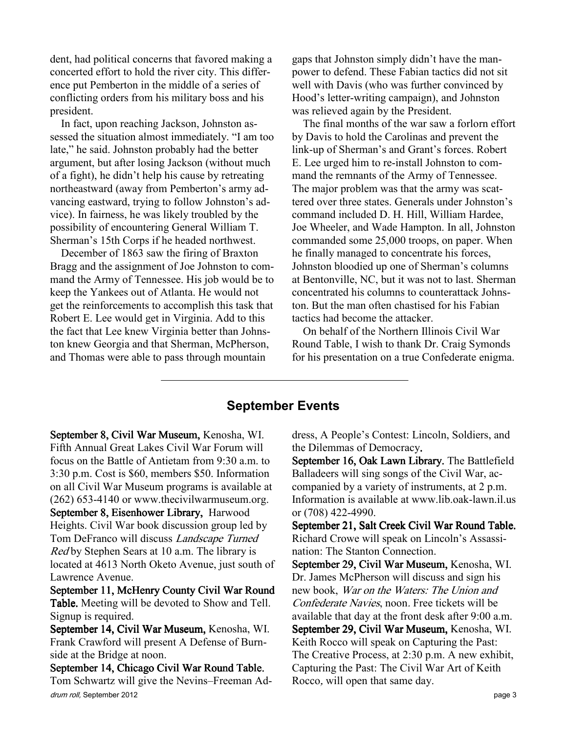dent, had political concerns that favored making a concerted effort to hold the river city. This difference put Pemberton in the middle of a series of conflicting orders from his military boss and his president.

In fact, upon reaching Jackson, Johnston assessed the situation almost immediately. "I am too late," he said. Johnston probably had the better argument, but after losing Jackson (without much of a fight), he didn't help his cause by retreating northeastward (away from Pemberton's army advancing eastward, trying to follow Johnston's advice). In fairness, he was likely troubled by the possibility of encountering General William T. Sherman's 15th Corps if he headed northwest.

December of 1863 saw the firing of Braxton Bragg and the assignment of Joe Johnston to command the Army of Tennessee. His job would be to keep the Yankees out of Atlanta. He would not get the reinforcements to accomplish this task that Robert E. Lee would get in Virginia. Add to this the fact that Lee knew Virginia better than Johnston knew Georgia and that Sherman, McPherson, and Thomas were able to pass through mountain gaps that Johnston simply didn't have the manpower to defend. These Fabian tactics did not sit well with Davis (who was further convinced by Hood's letter-writing campaign), and Johnston was relieved again by the President.

The final months of the war saw a forlorn effort by Davis to hold the Carolinas and prevent the link-up of Sherman's and Grant's forces. Robert E. Lee urged him to re-install Johnston to command the remnants of the Army of Tennessee. The major problem was that the army was scattered over three states. Generals under Johnston's command included D. H. Hill, William Hardee, Joe Wheeler, and Wade Hampton. In all, Johnston commanded some 25,000 troops, on paper. When he finally managed to concentrate his forces, Johnston bloodied up one of Sherman's columns at Bentonville, NC, but it was not to last. Sherman concentrated his columns to counterattack Johnston. But the man often chastised for his Fabian tactics had become the attacker.

On behalf of the Northern Illinois Civil War Round Table, I wish to thank Dr. Craig Symonds for his presentation on a true Confederate enigma.

---

## September Events

**September 8, Civil War Museum,** Kenosha, WI. Fifth Annual Great Lakes Civil War Forum will focus on the Battle of Antietam from 9:30 a.m. to 3:30 p.m. Cost is $60, members $50. Information on all Civil War Museum programs is available at (262) 653-4140 or www.thecivilwarmuseum.org.

**September 8, Eisenhower Library,** Harwood Heights. Civil War book discussion group led by Tom DeFranco will discuss *Landscape Turned Red* by Stephen Sears at 10 a.m. The library is located at 4613 North Oketo Avenue, just south of Lawrence Avenue.

**September 11, McHenry County Civil War Round Table.** Meeting will be devoted to Show and Tell. Signup is required.

**September 14, Civil War Museum,** Kenosha, WI. Frank Crawford will present A Defense of Burnside at the Bridge at noon.

**September 14, Chicago Civil War Round Table.** Tom Schwartz will give the Nevins–Freeman Address, A People's Contest: Lincoln, Soldiers, and the Dilemmas of Democracy.

**September 16, Oak Lawn Library.** The Battlefield Balladeers will sing songs of the Civil War, accompanied by a variety of instruments, at 2 p.m. Information is available at www.lib.oak-lawn.il.us or (708) 422-4990.

**September 21, Salt Creek Civil War Round Table.** Richard Crowe will speak on Lincoln's Assassination: The Stanton Connection.

**September 29, Civil War Museum,** Kenosha, WI. Dr. James McPherson will discuss and sign his new book, *War on the Waters: The Union and Confederate Navies*, noon. Free tickets will be available that day at the front desk after 9:00 a.m.

**September 29, Civil War Museum,** Kenosha, WI. Keith Rocco will speak on Capturing the Past: The Creative Process, at 2:30 p.m. A new exhibit, Capturing the Past: The Civil War Art of Keith Rocco, will open that same day.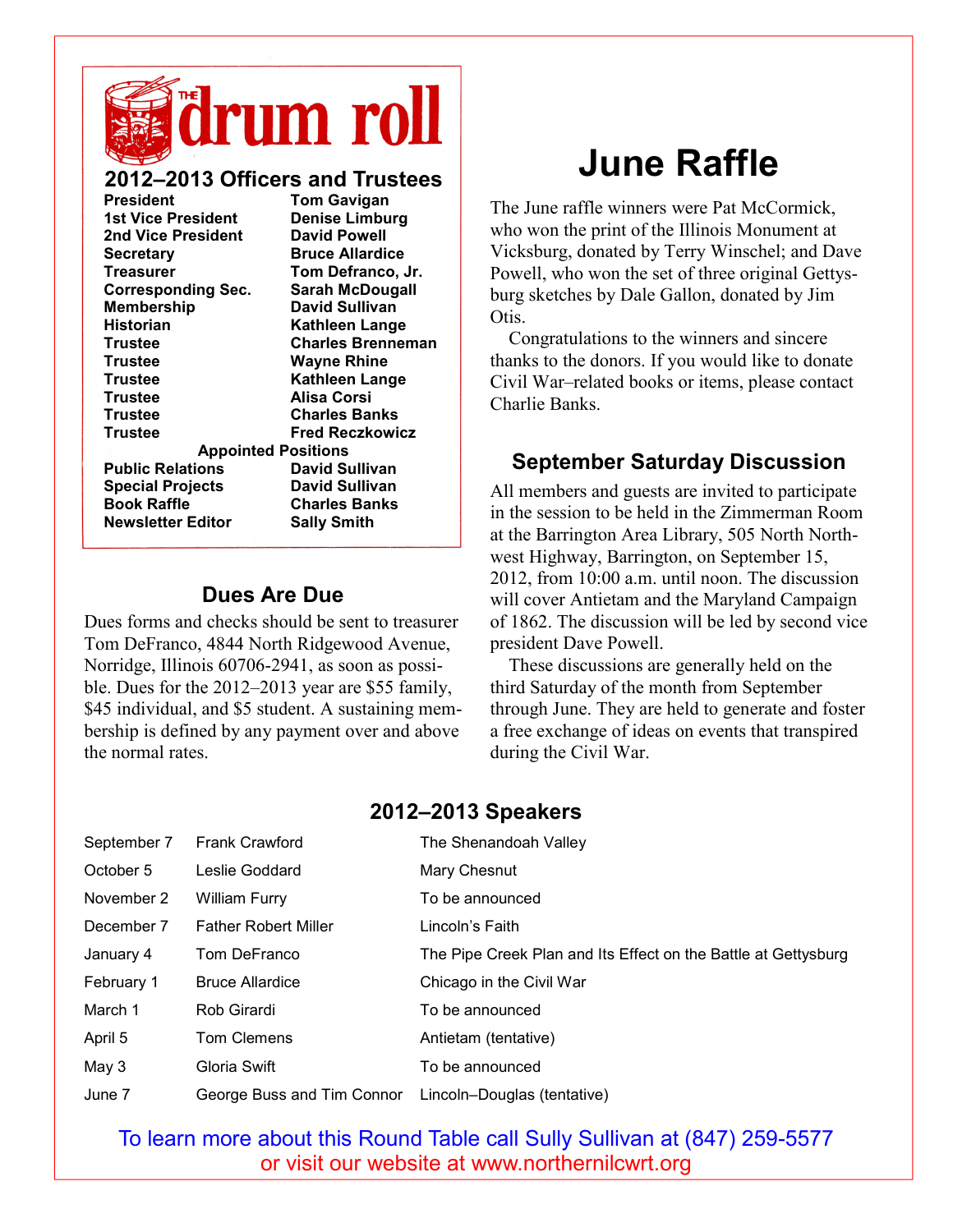# THE drum roll

## 2012–2013 Officers and Trustees

| | |
|---|---|
| President | Tom Gavigan |
| 1st Vice President | Denise Limburg |
| 2nd Vice President | David Powell |
| Secretary | Bruce Allardice |
| Treasurer | Tom Defranco, Jr. |
| Corresponding Sec. | Sarah McDougall |
| Membership | David Sullivan |
| Historian | Kathleen Lange |
| Trustee | Charles Brenneman |
| Trustee | Wayne Rhine |
| Trustee | Kathleen Lange |
| Trustee | Alisa Corsi |
| Trustee | Charles Banks |
| Trustee | Fred Reczkowicz |

**Appointed Positions**

| | |
|---|---|
| Public Relations | David Sullivan |
| Special Projects | David Sullivan |
| Book Raffle | Charles Banks |
| Newsletter Editor | Sally Smith |

## Dues Are Due

Dues forms and checks should be sent to treasurer Tom DeFranco, 4844 North Ridgewood Avenue, Norridge, Illinois 60706-2941, as soon as possible. Dues for the 2012–2013 year are $55 family, $45 individual, and $5 student. A sustaining membership is defined by any payment over and above the normal rates.

# June Raffle

The June raffle winners were Pat McCormick, who won the print of the Illinois Monument at Vicksburg, donated by Terry Winschel; and Dave Powell, who won the set of three original Gettysburg sketches by Dale Gallon, donated by Jim Otis.

Congratulations to the winners and sincere thanks to the donors. If you would like to donate Civil War–related books or items, please contact Charlie Banks.

## September Saturday Discussion

All members and guests are invited to participate in the session to be held in the Zimmerman Room at the Barrington Area Library, 505 North Northwest Highway, Barrington, on September 15, 2012, from 10:00 a.m. until noon. The discussion will cover Antietam and the Maryland Campaign of 1862. The discussion will be led by second vice president Dave Powell.

These discussions are generally held on the third Saturday of the month from September through June. They are held to generate and foster a free exchange of ideas on events that transpired during the Civil War.

## 2012–2013 Speakers

| | | |
|---|---|---|
| September 7 | Frank Crawford | The Shenandoah Valley |
| October 5 | Leslie Goddard | Mary Chesnut |
| November 2 | William Furry | To be announced |
| December 7 | Father Robert Miller | Lincoln's Faith |
| January 4 | Tom DeFranco | The Pipe Creek Plan and Its Effect on the Battle at Gettysburg |
| February 1 | Bruce Allardice | Chicago in the Civil War |
| March 1 | Rob Girardi | To be announced |
| April 5 | Tom Clemens | Antietam (tentative) |
| May 3 | Gloria Swift | To be announced |
| June 7 | George Buss and Tim Connor | Lincoln–Douglas (tentative) |

To learn more about this Round Table call Sully Sullivan at (847) 259-5577
or visit our website at www.northernilcwrt.org